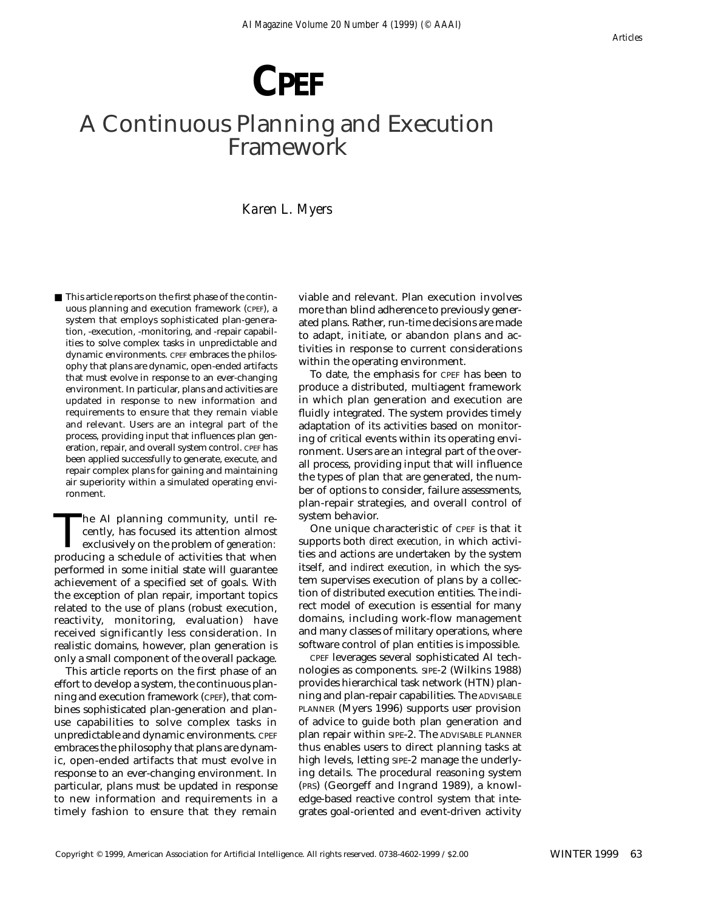# CPEF

## A Continuous Planning and Execution Framework

*Karen L. Myers*

■ This article reports on the first phase of the continuous planning and execution framework (CPEF), a system that employs sophisticated plan-generation, -execution, -monitoring, and -repair capabilities to solve complex tasks in unpredictable and dynamic environments. CPEF embraces the philosophy that plans are dynamic, open-ended artifacts that must evolve in response to an ever-changing environment. In particular, plans and activities are updated in response to new information and requirements to ensure that they remain viable and relevant. Users are an integral part of the process, providing input that influences plan generation, repair, and overall system control. CPEF has been applied successfully to generate, execute, and repair complex plans for gaining and maintaining air superiority within a simulated operating environment.

The AI planning community, until recently, has focused its attention almost exclusively on the problem of *generation:* producing a schedule of activities that when performed in some initial state will guarantee achievement of a specified set of goals. With the exception of plan repair, important topics related to the use of plans (robust execution, reactivity, monitoring, evaluation) have received significantly less consideration. In realistic domains, however, plan generation is only a small component of the overall package.

This article reports on the first phase of an effort to develop a system, the continuous planning and execution framework (CPEF), that combines sophisticated plan-generation and plan-use capabilities to solve complex tasks in unpredictable and dynamic environments. CPEF embraces the philosophy that plans are dynamic, open-ended artifacts that must evolve in response to an ever-changing environment. In particular, plans must be updated in response to new information and requirements in a timely fashion to ensure that they remain viable and relevant. Plan execution involves more than blind adherence to previously generated plans. Rather, run-time decisions are made to adapt, initiate, or abandon plans and activities in response to current considerations within the operating environment.

To date, the emphasis for CPEF has been to produce a distributed, multiagent framework in which plan generation and execution are fluidly integrated. The system provides timely adaptation of its activities based on monitoring of critical events within its operating environment. Users are an integral part of the overall process, providing input that will influence the types of plan that are generated, the number of options to consider, failure assessments, plan-repair strategies, and overall control of system behavior.

One unique characteristic of CPEF is that it supports both *direct execution,* in which activities and actions are undertaken by the system itself, and *indirect execution,* in which the system supervises execution of plans by a collection of distributed execution entities. The indirect model of execution is essential for many domains, including work-flow management and many classes of military operations, where software control of plan entities is impossible.

CPEF leverages several sophisticated AI technologies as components. SIPE-2 (Wilkins 1988) provides hierarchical task network (HTN) planning and plan-repair capabilities. The ADVISABLE PLANNER (Myers 1996) supports user provision of advice to guide both plan generation and plan repair within SIPE-2. The ADVISABLE PLANNER thus enables users to direct planning tasks at high levels, letting SIPE-2 manage the underlying details. The procedural reasoning system (PRS) (Georgeff and Ingrand 1989), a knowledge-based reactive control system that integrates goal-oriented and event-driven activity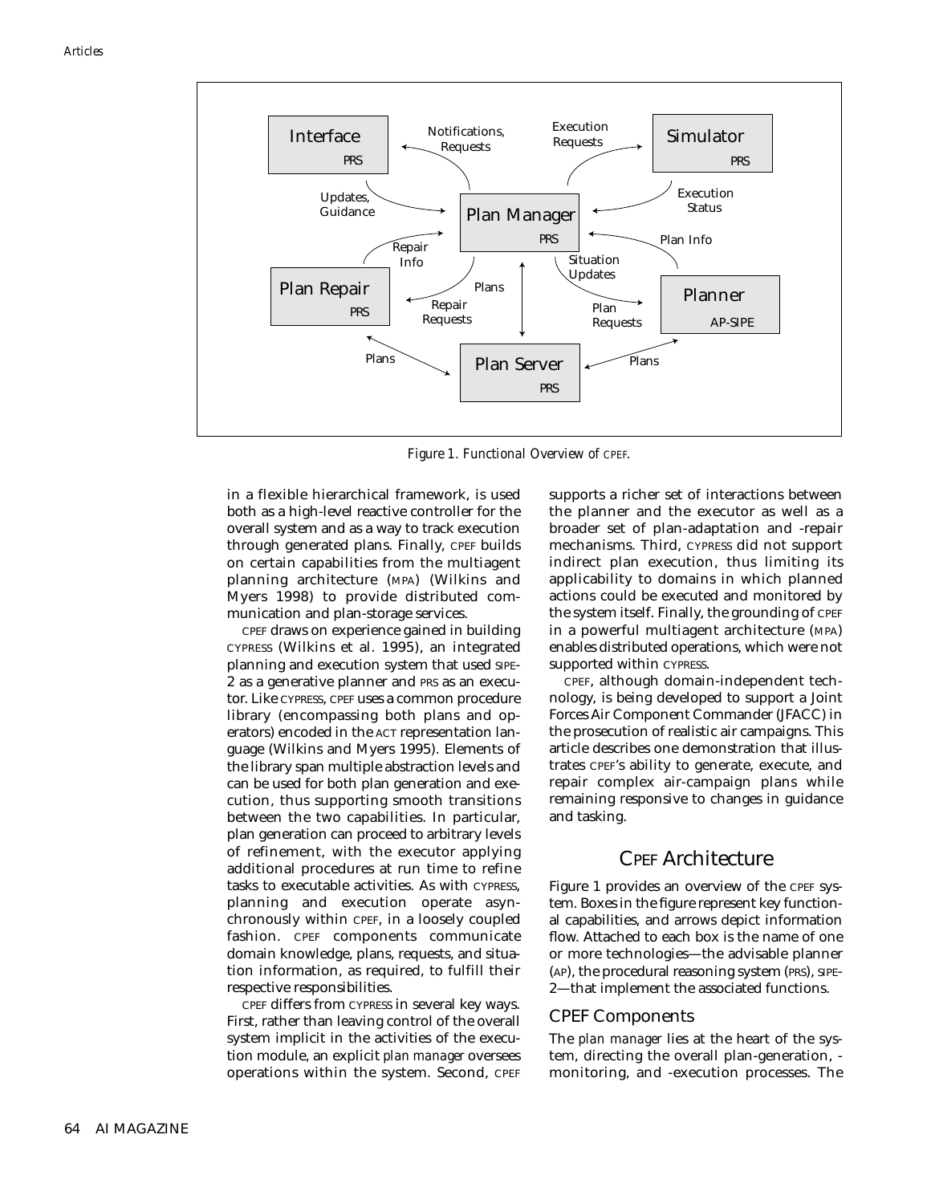Figure 1. Functional Overview of CPEF.

in a flexible hierarchical framework, is used both as a high-level reactive controller for the overall system and as a way to track execution through generated plans. Finally, CPEF builds on certain capabilities from the multiagent planning architecture (MPA) (Wilkins and Myers 1998) to provide distributed communication and plan-storage services.

CPEF draws on experience gained in building CYPRESS (Wilkins et al. 1995), an integrated planning and execution system that used SIPE-2 as a generative planner and PRS as an executor. Like CYPRESS, CPEF uses a common procedure library (encompassing both plans and operators) encoded in the ACT representation language (Wilkins and Myers 1995). Elements of the library span multiple abstraction levels and can be used for both plan generation and execution, thus supporting smooth transitions between the two capabilities. In particular, plan generation can proceed to arbitrary levels of refinement, with the executor applying additional procedures at run time to refine tasks to executable activities. As with CYPRESS, planning and execution operate asynchronously within CPEF, in a loosely coupled fashion. CPEF components communicate domain knowledge, plans, requests, and situation information, as required, to fulfill their respective responsibilities.

CPEF differs from CYPRESS in several key ways. First, rather than leaving control of the overall system implicit in the activities of the execution module, an explicit *plan manager* oversees operations within the system. Second, CPEF supports a richer set of interactions between the planner and the executor as well as a broader set of plan-adaptation and -repair mechanisms. Third, CYPRESS did not support indirect plan execution, thus limiting its applicability to domains in which planned actions could be executed and monitored by the system itself. Finally, the grounding of CPEF in a powerful multiagent architecture (MPA) enables distributed operations, which were not supported within CYPRESS.

CPEF, although domain-independent technology, is being developed to support a Joint Forces Air Component Commander (JFACC) in the prosecution of realistic air campaigns. This article describes one demonstration that illustrates CPEF's ability to generate, execute, and repair complex air-campaign plans while remaining responsive to changes in guidance and tasking.

## CPEF Architecture

Figure 1 provides an overview of the CPEF system. Boxes in the figure represent key functional capabilities, and arrows depict information flow. Attached to each box is the name of one or more technologies—the advisable planner (AP), the procedural reasoning system (PRS), SIPE-2—that implement the associated functions.

### CPEF Components

The *plan manager* lies at the heart of the system, directing the overall plan-generation, -monitoring, and -execution processes. The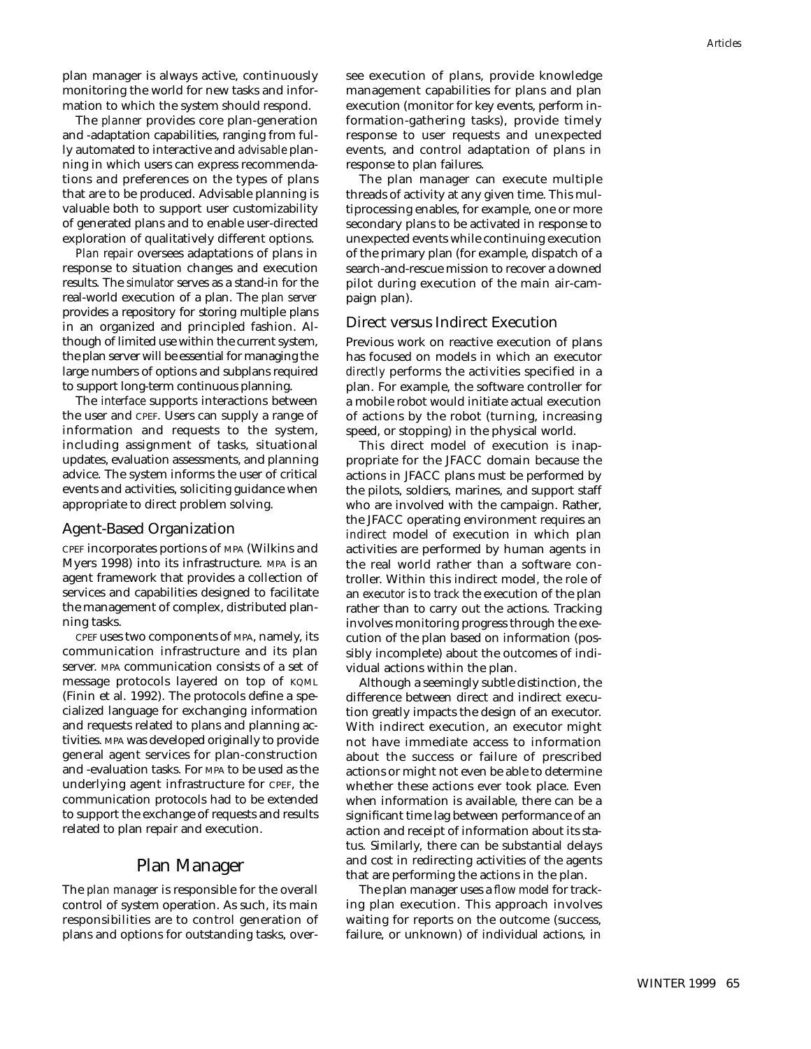plan manager is always active, continuously monitoring the world for new tasks and information to which the system should respond.

The *planner* provides core plan-generation and -adaptation capabilities, ranging from fully automated to interactive and *advisable* planning in which users can express recommendations and preferences on the types of plans that are to be produced. Advisable planning is valuable both to support user customizability of generated plans and to enable user-directed exploration of qualitatively different options.

*Plan repair* oversees adaptations of plans in response to situation changes and execution results. The *simulator* serves as a stand-in for the real-world execution of a plan. The *plan server* provides a repository for storing multiple plans in an organized and principled fashion. Although of limited use within the current system, the plan server will be essential for managing the large numbers of options and subplans required to support long-term continuous planning.

The *interface* supports interactions between the user and CPEF. Users can supply a range of information and requests to the system, including assignment of tasks, situational updates, evaluation assessments, and planning advice. The system informs the user of critical events and activities, soliciting guidance when appropriate to direct problem solving.

### Agent-Based Organization

CPEF incorporates portions of MPA (Wilkins and Myers 1998) into its infrastructure. MPA is an agent framework that provides a collection of services and capabilities designed to facilitate the management of complex, distributed planning tasks.

CPEF uses two components of MPA, namely, its communication infrastructure and its plan server. MPA communication consists of a set of message protocols layered on top of KQML (Finin et al. 1992). The protocols define a specialized language for exchanging information and requests related to plans and planning activities. MPA was developed originally to provide general agent services for plan-construction and -evaluation tasks. For MPA to be used as the underlying agent infrastructure for CPEF, the communication protocols had to be extended to support the exchange of requests and results related to plan repair and execution.

## Plan Manager

The *plan manager* is responsible for the overall control of system operation. As such, its main responsibilities are to control generation of plans and options for outstanding tasks, oversee execution of plans, provide knowledge management capabilities for plans and plan execution (monitor for key events, perform information-gathering tasks), provide timely response to user requests and unexpected events, and control adaptation of plans in response to plan failures.

The plan manager can execute multiple threads of activity at any given time. This multiprocessing enables, for example, one or more secondary plans to be activated in response to unexpected events while continuing execution of the primary plan (for example, dispatch of a search-and-rescue mission to recover a downed pilot during execution of the main air-campaign plan).

### Direct versus Indirect Execution

Previous work on reactive execution of plans has focused on models in which an executor *directly* performs the activities specified in a plan. For example, the software controller for a mobile robot would initiate actual execution of actions by the robot (turning, increasing speed, or stopping) in the physical world.

This direct model of execution is inappropriate for the JFACC domain because the actions in JFACC plans must be performed by the pilots, soldiers, marines, and support staff who are involved with the campaign. Rather, the JFACC operating environment requires an *indirect* model of execution in which plan activities are performed by human agents in the real world rather than a software controller. Within this indirect model, the role of an *executor* is to *track* the execution of the plan rather than to carry out the actions. Tracking involves monitoring progress through the execution of the plan based on information (possibly incomplete) about the outcomes of individual actions within the plan.

Although a seemingly subtle distinction, the difference between direct and indirect execution greatly impacts the design of an executor. With indirect execution, an executor might not have immediate access to information about the success or failure of prescribed actions or might not even be able to determine whether these actions ever took place. Even when information is available, there can be a significant time lag between performance of an action and receipt of information about its status. Similarly, there can be substantial delays and cost in redirecting activities of the agents that are performing the actions in the plan.

The plan manager uses a *flow model* for tracking plan execution. This approach involves waiting for reports on the outcome (success, failure, or unknown) of individual actions, in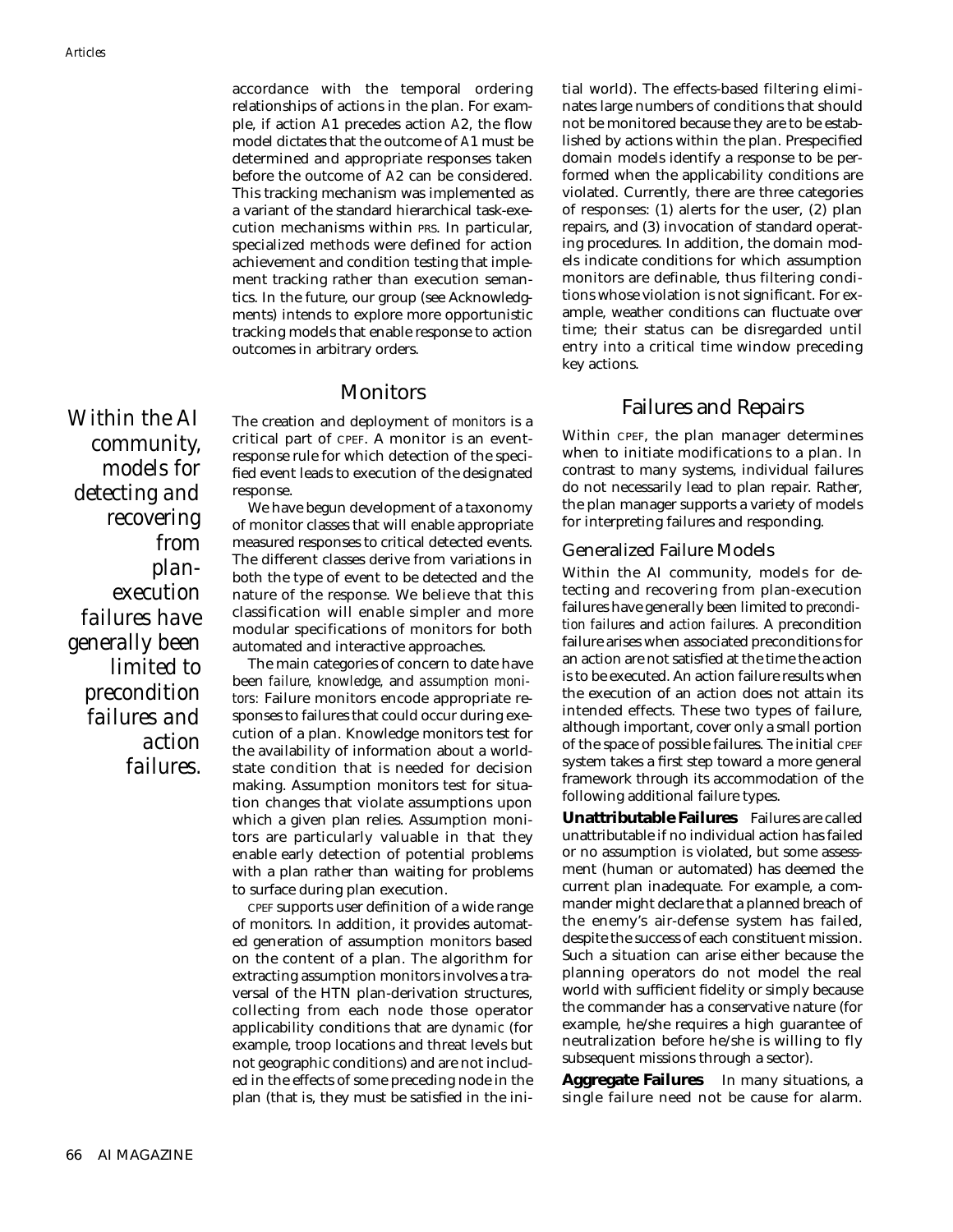accordance with the temporal ordering relationships of actions in the plan. For example, if action *A*1 precedes action *A*2, the flow model dictates that the outcome of *A*1 must be determined and appropriate responses taken before the outcome of *A*2 can be considered. This tracking mechanism was implemented as a variant of the standard hierarchical task-execution mechanisms within PRS. In particular, specialized methods were defined for action achievement and condition testing that implement tracking rather than execution semantics. In the future, our group (see Acknowledgments) intends to explore more opportunistic tracking models that enable response to action outcomes in arbitrary orders.

## Monitors

The creation and deployment of *monitors* is a critical part of CPEF. A monitor is an event-response rule for which detection of the specified event leads to execution of the designated response.

We have begun development of a taxonomy of monitor classes that will enable appropriate measured responses to critical detected events. The different classes derive from variations in both the type of event to be detected and the nature of the response. We believe that this classification will enable simpler and more modular specifications of monitors for both automated and interactive approaches.

The main categories of concern to date have been *failure, knowledge,* and *assumption monitors:* Failure monitors encode appropriate responses to failures that could occur during execution of a plan. Knowledge monitors test for the availability of information about a world-state condition that is needed for decision making. Assumption monitors test for situation changes that violate assumptions upon which a given plan relies. Assumption monitors are particularly valuable in that they enable early detection of potential problems with a plan rather than waiting for problems to surface during plan execution.

CPEF supports user definition of a wide range of monitors. In addition, it provides automated generation of assumption monitors based on the content of a plan. The algorithm for extracting assumption monitors involves a traversal of the HTN plan-derivation structures, collecting from each node those operator applicability conditions that are *dynamic* (for example, troop locations and threat levels but not geographic conditions) and are not included in the effects of some preceding node in the plan (that is, they must be satisfied in the initial world). The effects-based filtering eliminates large numbers of conditions that should not be monitored because they are to be established by actions within the plan. Prespecified domain models identify a response to be performed when the applicability conditions are violated. Currently, there are three categories of responses: (1) alerts for the user, (2) plan repairs, and (3) invocation of standard operating procedures. In addition, the domain models indicate conditions for which assumption monitors are definable, thus filtering conditions whose violation is not significant. For example, weather conditions can fluctuate over time; their status can be disregarded until entry into a critical time window preceding key actions.

## Failures and Repairs

Within CPEF, the plan manager determines when to initiate modifications to a plan. In contrast to many systems, individual failures do not necessarily lead to plan repair. Rather, the plan manager supports a variety of models for interpreting failures and responding.

### Generalized Failure Models

Within the AI community, models for detecting and recovering from plan-execution failures have generally been limited to *precondition failures* and *action failures*. A precondition failure arises when associated preconditions for an action are not satisfied at the time the action is to be executed. An action failure results when the execution of an action does not attain its intended effects. These two types of failure, although important, cover only a small portion of the space of possible failures. The initial CPEF system takes a first step toward a more general framework through its accommodation of the following additional failure types.

**Unattributable Failures** Failures are called unattributable if no individual action has failed or no assumption is violated, but some assessment (human or automated) has deemed the current plan inadequate. For example, a commander might declare that a planned breach of the enemy's air-defense system has failed, despite the success of each constituent mission. Such a situation can arise either because the planning operators do not model the real world with sufficient fidelity or simply because the commander has a conservative nature (for example, he/she requires a high guarantee of neutralization before he/she is willing to fly subsequent missions through a sector).

**Aggregate Failures** In many situations, a single failure need not be cause for alarm.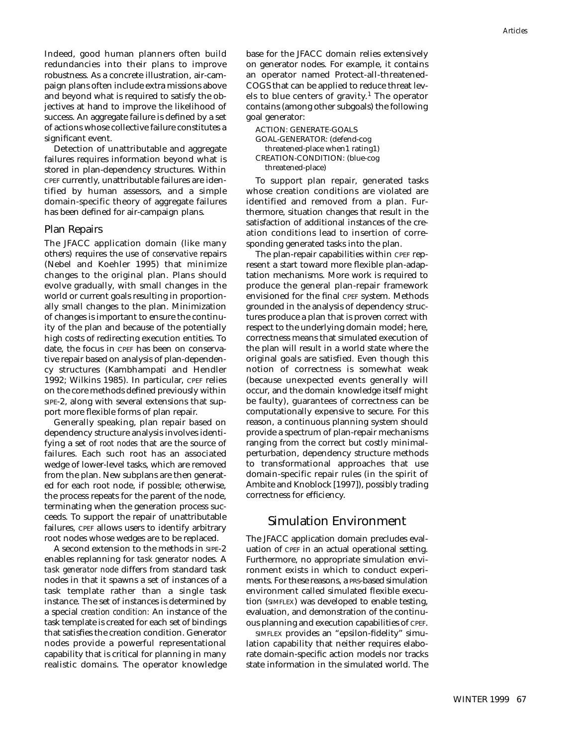Indeed, good human planners often build redundancies into their plans to improve robustness. As a concrete illustration, air-campaign plans often include extra missions above and beyond what is required to satisfy the objectives at hand to improve the likelihood of success. An aggregate failure is defined by a set of actions whose collective failure constitutes a significant event.

Detection of unattributable and aggregate failures requires information beyond what is stored in plan-dependency structures. Within CPEF currently, unattributable failures are identified by human assessors, and a simple domain-specific theory of aggregate failures has been defined for air-campaign plans.

## Plan Repairs

The JFACC application domain (like many others) requires the use of *conservative* repairs (Nebel and Koehler 1995) that minimize changes to the original plan. Plans should evolve gradually, with small changes in the world or current goals resulting in proportionally small changes to the plan. Minimization of changes is important to ensure the continuity of the plan and because of the potentially high costs of redirecting execution entities. To date, the focus in CPEF has been on conservative repair based on analysis of plan-dependency structures (Kambhampati and Hendler 1992; Wilkins 1985). In particular, CPEF relies on the core methods defined previously within SIPE-2, along with several extensions that support more flexible forms of plan repair.

Generally speaking, plan repair based on dependency structure analysis involves identifying a set of *root nodes* that are the source of failures. Each such root has an associated wedge of lower-level tasks, which are removed from the plan. New subplans are then generated for each root node, if possible; otherwise, the process repeats for the parent of the node, terminating when the generation process succeeds. To support the repair of unattributable failures, CPEF allows users to identify arbitrary root nodes whose wedges are to be replaced.

A second extension to the methods in SIPE-2 enables replanning for *task generator* nodes. A *task generator node* differs from standard task nodes in that it spawns a set of instances of a task template rather than a single task instance. The set of instances is determined by a special *creation condition:* An instance of the task template is created for each set of bindings that satisfies the creation condition. Generator nodes provide a powerful representational capability that is critical for planning in many realistic domains. The operator knowledge base for the JFACC domain relies extensively on generator nodes. For example, it contains an operator named Protect-all-threatened-COGS that can be applied to reduce threat levels to blue centers of gravity.[1] The operator contains (among other subgoals) the following goal generator:

```
ACTION: GENERATE-GOALS
GOAL-GENERATOR: (defend-cog
   threatened-place when1 rating1)
CREATION-CONDITION: (blue-cog
   threatened-place)
```

To support plan repair, generated tasks whose creation conditions are violated are identified and removed from a plan. Furthermore, situation changes that result in the satisfaction of additional instances of the creation conditions lead to insertion of corresponding generated tasks into the plan.

The plan-repair capabilities within CPEF represent a start toward more flexible plan-adaptation mechanisms. More work is required to produce the general plan-repair framework envisioned for the final CPEF system. Methods grounded in the analysis of dependency structures produce a plan that is proven *correct* with respect to the underlying domain model; here, correctness means that simulated execution of the plan will result in a world state where the original goals are satisfied. Even though this notion of correctness is somewhat weak (because unexpected events generally will occur, and the domain knowledge itself might be faulty), guarantees of correctness can be computationally expensive to secure. For this reason, a continuous planning system should provide a spectrum of plan-repair mechanisms ranging from the correct but costly minimal-perturbation, dependency structure methods to transformational approaches that use domain-specific repair rules (in the spirit of Ambite and Knoblock [1997]), possibly trading correctness for efficiency.

# Simulation Environment

The JFACC application domain precludes evaluation of CPEF in an actual operational setting. Furthermore, no appropriate simulation environment exists in which to conduct experiments. For these reasons, a PRS-based simulation environment called simulated flexible execution (SIMFLEX) was developed to enable testing, evaluation, and demonstration of the continuous planning and execution capabilities of CPEF.

SIMFLEX provides an "epsilon-fidelity" simulation capability that neither requires elaborate domain-specific action models nor tracks state information in the simulated world. The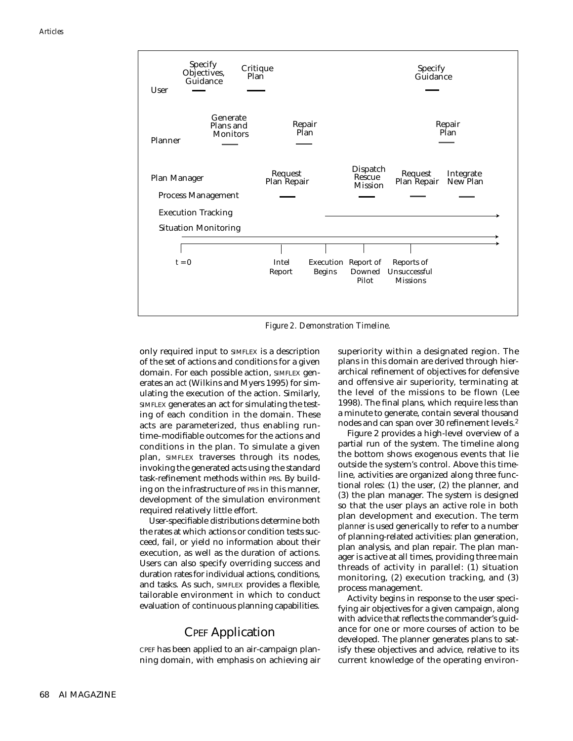Figure 2. Demonstration Timeline.

only required input to SIMFLEX is a description of the set of actions and conditions for a given domain. For each possible action, SIMFLEX generates an *act* (Wilkins and Myers 1995) for simulating the execution of the action. Similarly, SIMFLEX generates an act for simulating the testing of each condition in the domain. These acts are parameterized, thus enabling runtime–modifiable outcomes for the actions and conditions in the plan. To simulate a given plan, SIMFLEX traverses through its nodes, invoking the generated acts using the standard task-refinement methods within PRS. By building on the infrastructure of PRS in this manner, development of the simulation environment required relatively little effort.

User-specifiable distributions determine both the rates at which actions or condition tests succeed, fail, or yield no information about their execution, as well as the duration of actions. Users can also specify overriding success and duration rates for individual actions, conditions, and tasks. As such, SIMFLEX provides a flexible, tailorable environment in which to conduct evaluation of continuous planning capabilities.

## CPEF Application

CPEF has been applied to an air-campaign planning domain, with emphasis on achieving air superiority within a designated region. The plans in this domain are derived through hierarchical refinement of objectives for defensive and offensive air superiority, terminating at the level of the missions to be flown (Lee 1998). The final plans, which require less than a minute to generate, contain several thousand nodes and can span over 30 refinement levels.[2]

Figure 2 provides a high-level overview of a partial run of the system. The timeline along the bottom shows exogenous events that lie outside the system's control. Above this timeline, activities are organized along three functional roles: (1) the user, (2) the planner, and (3) the plan manager. The system is designed so that the user plays an active role in both plan development and execution. The term *planner* is used generically to refer to a number of planning-related activities: plan generation, plan analysis, and plan repair. The plan manager is active at all times, providing three main threads of activity in parallel: (1) situation monitoring, (2) execution tracking, and (3) process management.

Activity begins in response to the user specifying air objectives for a given campaign, along with advice that reflects the commander's guidance for one or more courses of action to be developed. The planner generates plans to satisfy these objectives and advice, relative to its current knowledge of the operating environ-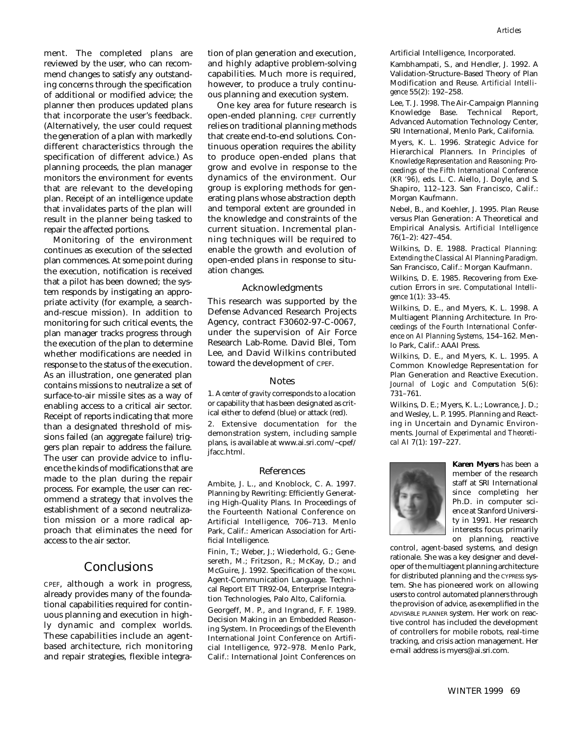ment. The completed plans are reviewed by the user, who can recommend changes to satisfy any outstanding concerns through the specification of additional or modified advice; the planner then produces updated plans that incorporate the user's feedback. (Alternatively, the user could request the generation of a plan with markedly different characteristics through the specification of different advice.) As planning proceeds, the plan manager monitors the environment for events that are relevant to the developing plan. Receipt of an intelligence update that invalidates parts of the plan will result in the planner being tasked to repair the affected portions.

Monitoring of the environment continues as execution of the selected plan commences. At some point during the execution, notification is received that a pilot has been downed; the system responds by instigating an appropriate activity (for example, a search-and-rescue mission). In addition to monitoring for such critical events, the plan manager tracks progress through the execution of the plan to determine whether modifications are needed in response to the status of the execution. As an illustration, one generated plan contains missions to neutralize a set of surface-to-air missile sites as a way of enabling access to a critical air sector. Receipt of reports indicating that more than a designated threshold of missions failed (an aggregate failure) triggers plan repair to address the failure. The user can provide advice to influence the kinds of modifications that are made to the plan during the repair process. For example, the user can recommend a strategy that involves the establishment of a second neutralization mission or a more radical approach that eliminates the need for access to the air sector.

## Conclusions

CPEF, although a work in progress, already provides many of the foundational capabilities required for continuous planning and execution in highly dynamic and complex worlds. These capabilities include an agent-based architecture, rich monitoring and repair strategies, flexible integration of plan generation and execution, and highly adaptive problem-solving capabilities. Much more is required, however, to produce a truly continuous planning and execution system.

One key area for future research is open-ended planning. CPEF currently relies on traditional planning methods that create end-to-end solutions. Continuous operation requires the ability to produce open-ended plans that grow and evolve in response to the dynamics of the environment. Our group is exploring methods for generating plans whose abstraction depth and temporal extent are grounded in the knowledge and constraints of the current situation. Incremental planning techniques will be required to enable the growth and evolution of open-ended plans in response to situation changes.

### Acknowledgments

This research was supported by the Defense Advanced Research Projects Agency, contract F30602-97-C-0067, under the supervision of Air Force Research Lab-Rome. David Blei, Tom Lee, and David Wilkins contributed toward the development of CPEF.

### Notes

1. A *center of gravity* corresponds to a location or capability that has been designated as critical either to defend (blue) or attack (red).

2. Extensive documentation for the demonstration system, including sample plans, is available at www.ai.sri.com/~cpef/jfacc.html.

### References

Ambite, J. L., and Knoblock, C. A. 1997. Planning by Rewriting: Efficiently Generating High-Quality Plans. In Proceedings of the Fourteenth National Conference on Artificial Intelligence, 706–713. Menlo Park, Calif.: American Association for Artificial Intelligence.

Finin, T.; Weber, J.; Wiederhold, G.; Genesereth, M.; Fritzson, R.; McKay, D.; and McGuire, J. 1992. Specification of the KQML Agent-Communication Language. Technical Report EIT TR92-04, Enterprise Integration Technologies, Palo Alto, California.

Georgeff, M. P., and Ingrand, F. F. 1989. Decision Making in an Embedded Reasoning System. In Proceedings of the Eleventh International Joint Conference on Artificial Intelligence, 972–978. Menlo Park, Calif.: International Joint Conferences on Artificial Intelligence, Incorporated.

Kambhampati, S., and Hendler, J. 1992. A Validation-Structure–Based Theory of Plan Modification and Reuse. *Artificial Intelligence* 55(2): 192–258.

Lee, T. J. 1998. The Air-Campaign Planning Knowledge Base. Technical Report, Advanced Automation Technology Center, SRI International, Menlo Park, California.

Myers, K. L. 1996. Strategic Advice for Hierarchical Planners. In *Principles of Knowledge Representation and Reasoning: Proceedings of the Fifth International Conference (KR '96)*, eds. L. C. Aiello, J. Doyle, and S. Shapiro, 112–123. San Francisco, Calif.: Morgan Kaufmann.

Nebel, B., and Koehler, J. 1995. Plan Reuse versus Plan Generation: A Theoretical and Empirical Analysis. *Artificial Intelligence* 76(1–2): 427–454.

Wilkins, D. E. 1988. *Practical Planning: Extending the Classical AI Planning Paradigm.* San Francisco, Calif.: Morgan Kaufmann.

Wilkins, D. E. 1985. Recovering from Execution Errors in SIPE. *Computational Intelligence* 1(1): 33–45.

Wilkins, D. E., and Myers, K. L. 1998. A Multiagent Planning Architecture. In *Proceedings of the Fourth International Conference on AI Planning Systems*, 154–162. Menlo Park, Calif.: AAAI Press.

Wilkins, D. E., and Myers, K. L. 1995. A Common Knowledge Representation for Plan Generation and Reactive Execution. *Journal of Logic and Computation* 5(6): 731–761.

Wilkins, D. E.; Myers, K. L.; Lowrance, J. D.; and Wesley, L. P. 1995. Planning and Reacting in Uncertain and Dynamic Environments. *Journal of Experimental and Theoretical AI* 7(1): 197–227.

**Karen Myers** has been a member of the research staff at SRI International since completing her Ph.D. in computer science at Stanford University in 1991. Her research interests focus primarily on planning, reactive control, agent-based systems, and design rationale. She was a key designer and developer of the multiagent planning architecture for distributed planning and the CYPRESS system. She has pioneered work on allowing users to control automated planners through the provision of advice, as exemplified in the ADVISABLE PLANNER system. Her work on reactive control has included the development of controllers for mobile robots, real-time tracking, and crisis action management. Her e-mail address is myers@ai.sri.com.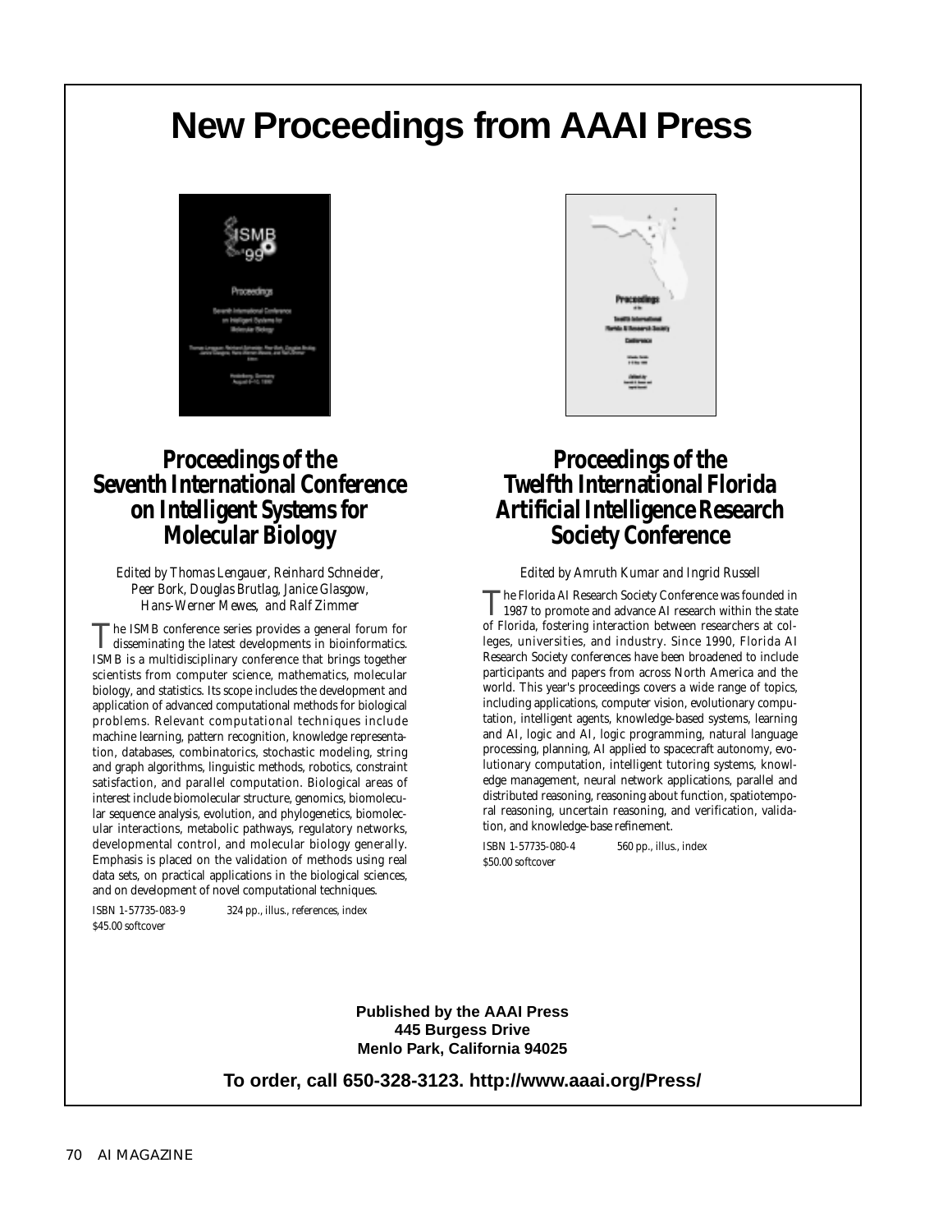# New Proceedings from AAAI Press

## Proceedings of the Seventh International Conference on Intelligent Systems for Molecular Biology

*Edited by Thomas Lengauer, Reinhard Schneider, Peer Bork, Douglas Brutlag, Janice Glasgow, Hans-Werner Mewes, and Ralf Zimmer*

The ISMB conference series provides a general forum for disseminating the latest developments in bioinformatics. ISMB is a multidisciplinary conference that brings together scientists from computer science, mathematics, molecular biology, and statistics. Its scope includes the development and application of advanced computational methods for biological problems. Relevant computational techniques include machine learning, pattern recognition, knowledge representation, databases, combinatorics, stochastic modeling, string and graph algorithms, linguistic methods, robotics, constraint satisfaction, and parallel computation. Biological areas of interest include biomolecular structure, genomics, biomolecular sequence analysis, evolution, and phylogenetics, biomolecular interactions, metabolic pathways, regulatory networks, developmental control, and molecular biology generally. Emphasis is placed on the validation of methods using real data sets, on practical applications in the biological sciences, and on development of novel computational techniques.

ISBN 1-57735-083-9 324 pp., illus., references, index
$45.00 softcover

## Proceedings of the Twelfth International Florida Artificial Intelligence Research Society Conference

*Edited by Amruth Kumar and Ingrid Russell*

The Florida AI Research Society Conference was founded in 1987 to promote and advance AI research within the state of Florida, fostering interaction between researchers at colleges, universities, and industry. Since 1990, Florida AI Research Society conferences have been broadened to include participants and papers from across North America and the world. This year's proceedings covers a wide range of topics, including applications, computer vision, evolutionary computation, intelligent agents, knowledge-based systems, learning and AI, logic and AI, logic programming, natural language processing, planning, AI applied to spacecraft autonomy, evolutionary computation, intelligent tutoring systems, knowledge management, neural network applications, parallel and distributed reasoning, reasoning about function, spatiotemporal reasoning, uncertain reasoning, and verification, validation, and knowledge-base refinement.

ISBN 1-57735-080-4 560 pp., illus., index
$50.00 softcover

**Published by the AAAI Press**
**445 Burgess Drive**
**Menlo Park, California 94025**

**To order, call 650-328-3123. http://www.aaai.org/Press/**